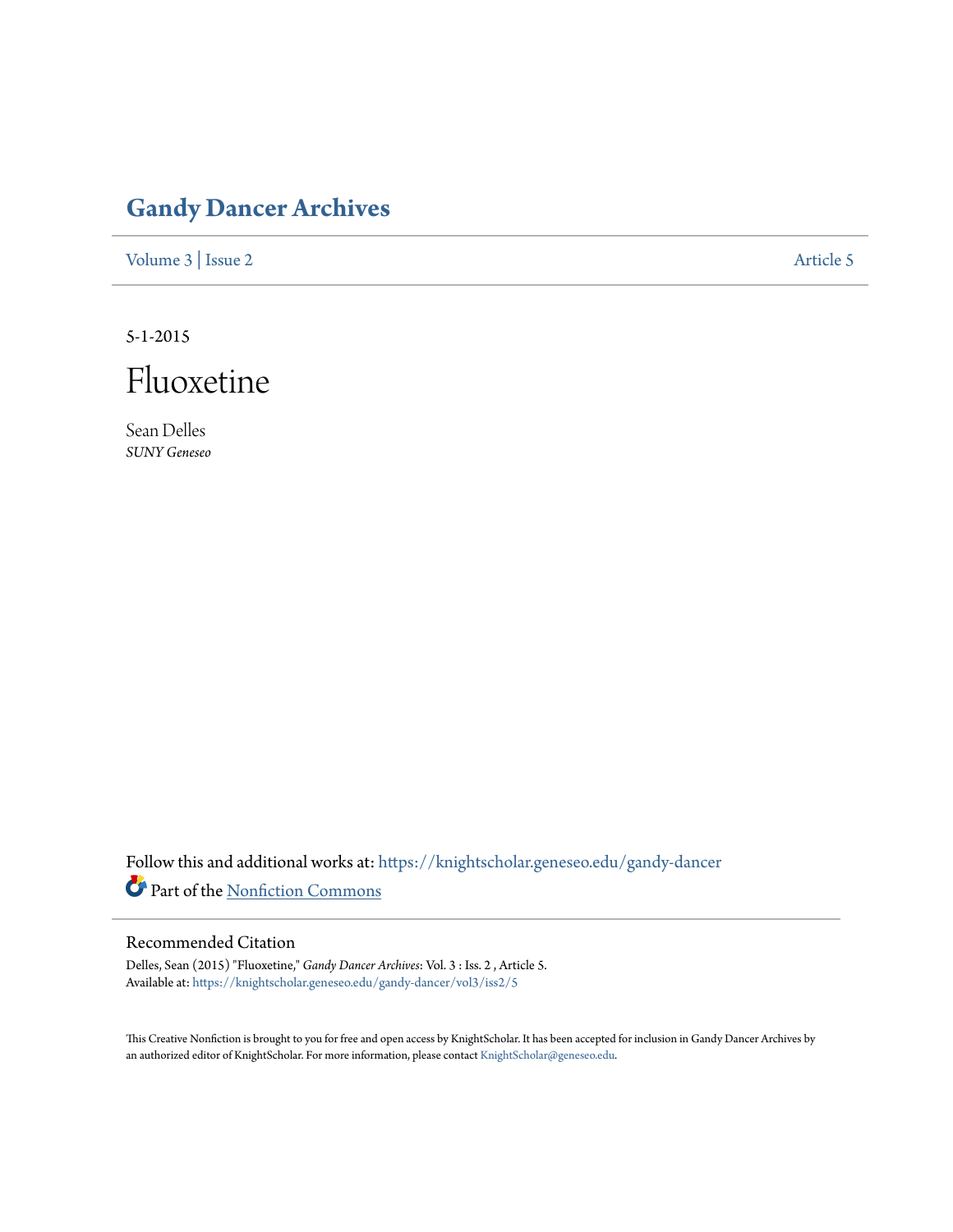# Gandy Dancer Archives

Volume 3 | Issue 2 Article 5

5-1-2015

# Fluoxetine

Sean Delles
*SUNY Geneseo*

Follow this and additional works at: https://knightscholar.geneseo.edu/gandy-dancer

Part of the Nonfiction Commons

## Recommended Citation

Delles, Sean (2015) "Fluoxetine," *Gandy Dancer Archives*: Vol. 3 : Iss. 2 , Article 5.
Available at: https://knightscholar.geneseo.edu/gandy-dancer/vol3/iss2/5

This Creative Nonfiction is brought to you for free and open access by KnightScholar. It has been accepted for inclusion in Gandy Dancer Archives by an authorized editor of KnightScholar. For more information, please contact KnightScholar@geneseo.edu.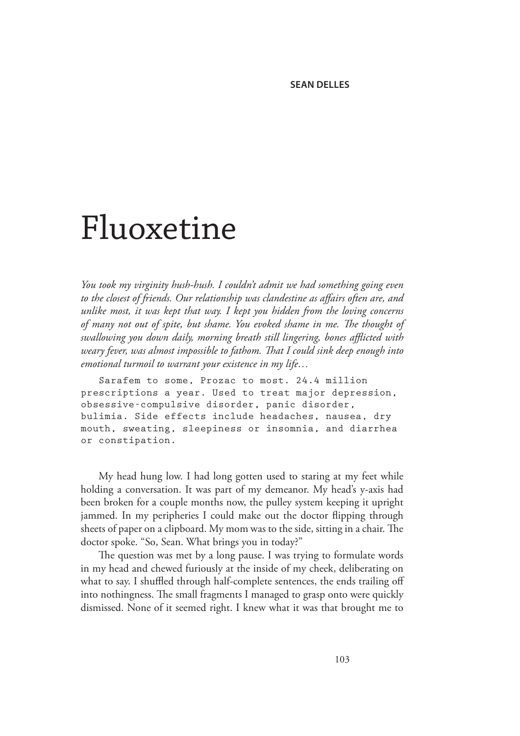SEAN DELLES

# Fluoxetine

*You took my virginity hush-hush. I couldn't admit we had something going even to the closest of friends. Our relationship was clandestine as affairs often are, and unlike most, it was kept that way. I kept you hidden from the loving concerns of many not out of spite, but shame. You evoked shame in me. The thought of swallowing you down daily, morning breath still lingering, bones afflicted with weary fever, was almost impossible to fathom. That I could sink deep enough into emotional turmoil to warrant your existence in my life…*

```
   Sarafem to some, Prozac to most. 24.4 million
prescriptions a year. Used to treat major depression,
obsessive-compulsive disorder, panic disorder,
bulimia. Side effects include headaches, nausea, dry
mouth, sweating, sleepiness or insomnia, and diarrhea
or constipation.
```

My head hung low. I had long gotten used to staring at my feet while holding a conversation. It was part of my demeanor. My head's y-axis had been broken for a couple months now, the pulley system keeping it upright jammed. In my peripheries I could make out the doctor flipping through sheets of paper on a clipboard. My mom was to the side, sitting in a chair. The doctor spoke. "So, Sean. What brings you in today?"

The question was met by a long pause. I was trying to formulate words in my head and chewed furiously at the inside of my cheek, deliberating on what to say. I shuffled through half-complete sentences, the ends trailing off into nothingness. The small fragments I managed to grasp onto were quickly dismissed. None of it seemed right. I knew what it was that brought me to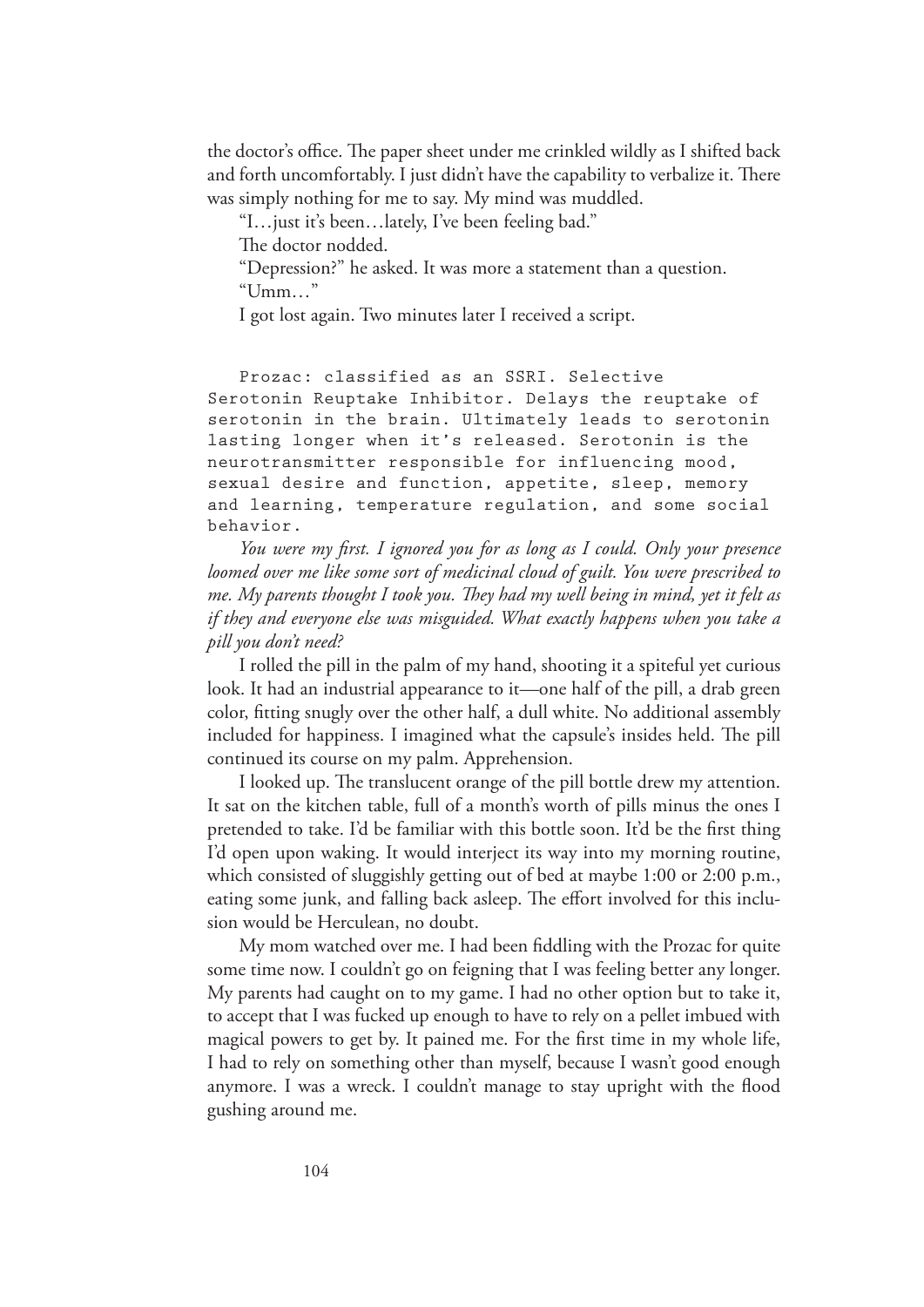the doctor's office. The paper sheet under me crinkled wildly as I shifted back and forth uncomfortably. I just didn't have the capability to verbalize it. There was simply nothing for me to say. My mind was muddled.

"I…just it's been…lately, I've been feeling bad."

The doctor nodded.

"Depression?" he asked. It was more a statement than a question.

"Umm…"

I got lost again. Two minutes later I received a script.

```
Prozac: classified as an SSRI. Selective
Serotonin Reuptake Inhibitor. Delays the reuptake of
serotonin in the brain. Ultimately leads to serotonin
lasting longer when it's released. Serotonin is the
neurotransmitter responsible for influencing mood,
sexual desire and function, appetite, sleep, memory
and learning, temperature regulation, and some social
behavior.
```

*You were my first. I ignored you for as long as I could. Only your presence loomed over me like some sort of medicinal cloud of guilt. You were prescribed to me. My parents thought I took you. They had my well being in mind, yet it felt as if they and everyone else was misguided. What exactly happens when you take a pill you don't need?*

I rolled the pill in the palm of my hand, shooting it a spiteful yet curious look. It had an industrial appearance to it—one half of the pill, a drab green color, fitting snugly over the other half, a dull white. No additional assembly included for happiness. I imagined what the capsule's insides held. The pill continued its course on my palm. Apprehension.

I looked up. The translucent orange of the pill bottle drew my attention. It sat on the kitchen table, full of a month's worth of pills minus the ones I pretended to take. I'd be familiar with this bottle soon. It'd be the first thing I'd open upon waking. It would interject its way into my morning routine, which consisted of sluggishly getting out of bed at maybe 1:00 or 2:00 p.m., eating some junk, and falling back asleep. The effort involved for this inclusion would be Herculean, no doubt.

My mom watched over me. I had been fiddling with the Prozac for quite some time now. I couldn't go on feigning that I was feeling better any longer. My parents had caught on to my game. I had no other option but to take it, to accept that I was fucked up enough to have to rely on a pellet imbued with magical powers to get by. It pained me. For the first time in my whole life, I had to rely on something other than myself, because I wasn't good enough anymore. I was a wreck. I couldn't manage to stay upright with the flood gushing around me.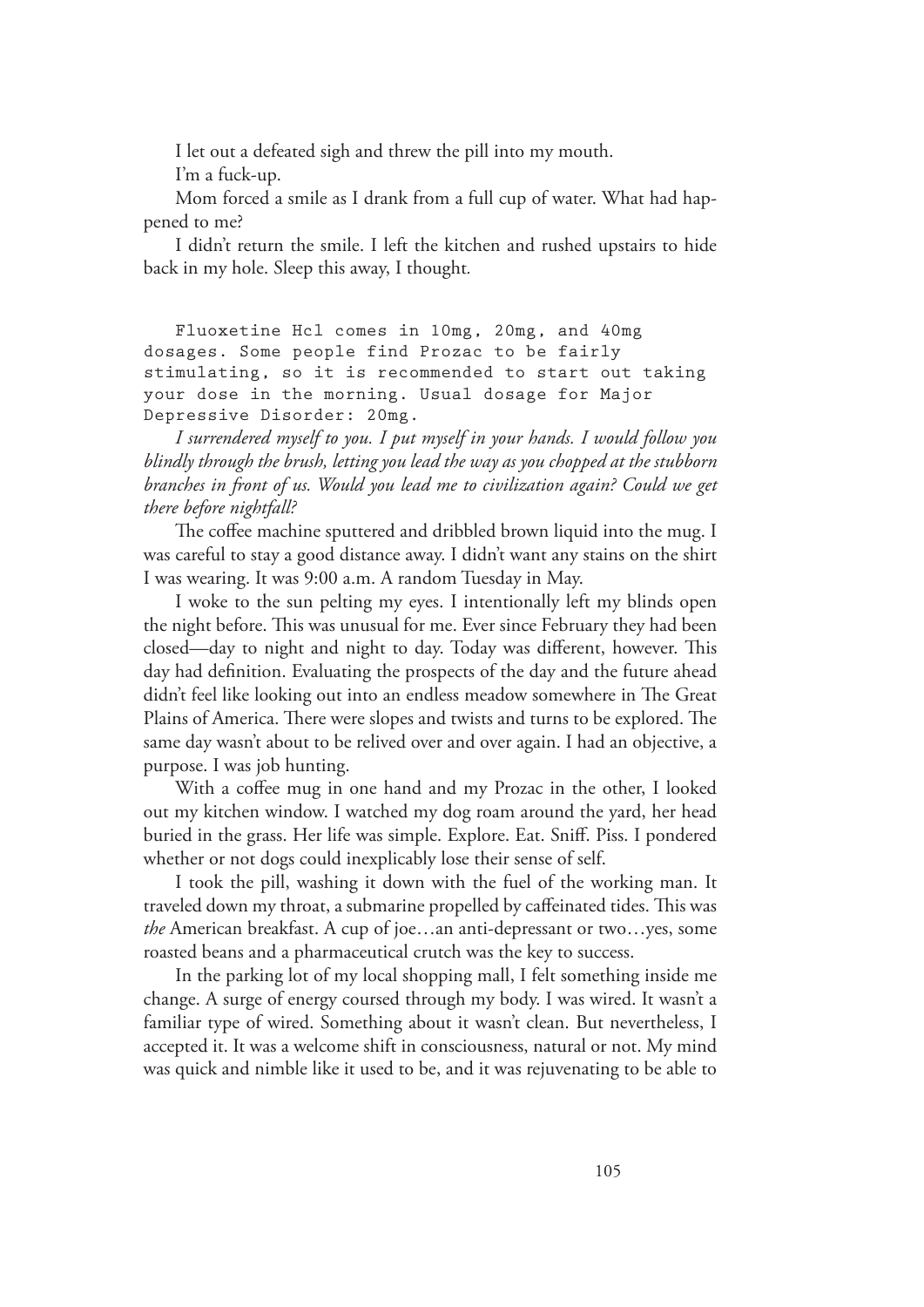I let out a defeated sigh and threw the pill into my mouth.

I'm a fuck-up.

Mom forced a smile as I drank from a full cup of water. What had happened to me?

I didn't return the smile. I left the kitchen and rushed upstairs to hide back in my hole. Sleep this away, I thought.

```
Fluoxetine Hcl comes in 10mg, 20mg, and 40mg
dosages. Some people find Prozac to be fairly
stimulating, so it is recommended to start out taking
your dose in the morning. Usual dosage for Major
Depressive Disorder: 20mg.
```

*I surrendered myself to you. I put myself in your hands. I would follow you blindly through the brush, letting you lead the way as you chopped at the stubborn branches in front of us. Would you lead me to civilization again? Could we get there before nightfall?*

The coffee machine sputtered and dribbled brown liquid into the mug. I was careful to stay a good distance away. I didn't want any stains on the shirt I was wearing. It was 9:00 a.m. A random Tuesday in May.

I woke to the sun pelting my eyes. I intentionally left my blinds open the night before. This was unusual for me. Ever since February they had been closed—day to night and night to day. Today was different, however. This day had definition. Evaluating the prospects of the day and the future ahead didn't feel like looking out into an endless meadow somewhere in The Great Plains of America. There were slopes and twists and turns to be explored. The same day wasn't about to be relived over and over again. I had an objective, a purpose. I was job hunting.

With a coffee mug in one hand and my Prozac in the other, I looked out my kitchen window. I watched my dog roam around the yard, her head buried in the grass. Her life was simple. Explore. Eat. Sniff. Piss. I pondered whether or not dogs could inexplicably lose their sense of self.

I took the pill, washing it down with the fuel of the working man. It traveled down my throat, a submarine propelled by caffeinated tides. This was *the* American breakfast. A cup of joe…an anti-depressant or two…yes, some roasted beans and a pharmaceutical crutch was the key to success.

In the parking lot of my local shopping mall, I felt something inside me change. A surge of energy coursed through my body. I was wired. It wasn't a familiar type of wired. Something about it wasn't clean. But nevertheless, I accepted it. It was a welcome shift in consciousness, natural or not. My mind was quick and nimble like it used to be, and it was rejuvenating to be able to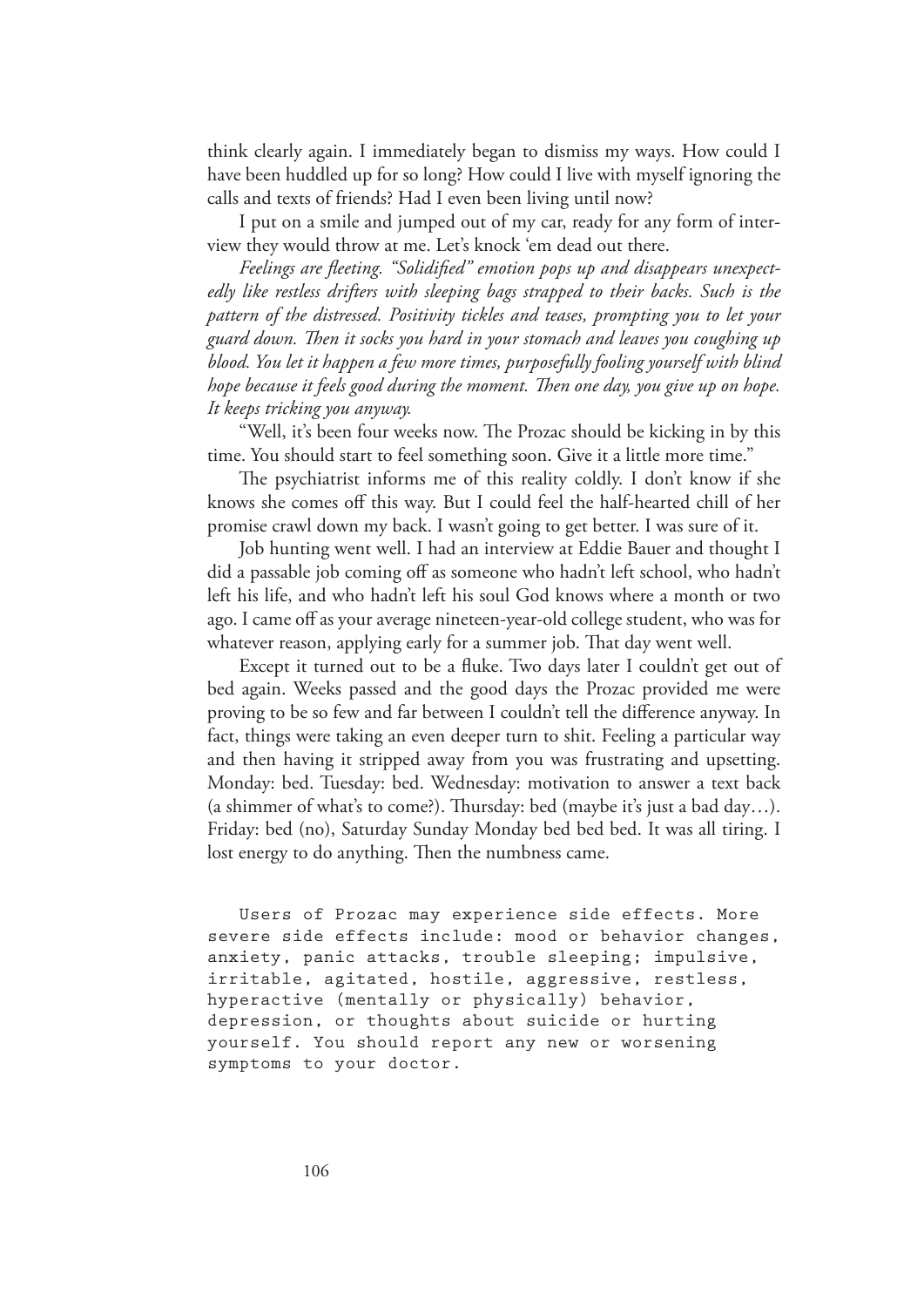think clearly again. I immediately began to dismiss my ways. How could I have been huddled up for so long? How could I live with myself ignoring the calls and texts of friends? Had I even been living until now?

I put on a smile and jumped out of my car, ready for any form of interview they would throw at me. Let's knock 'em dead out there.

*Feelings are fleeting. "Solidified" emotion pops up and disappears unexpectedly like restless drifters with sleeping bags strapped to their backs. Such is the pattern of the distressed. Positivity tickles and teases, prompting you to let your guard down. Then it socks you hard in your stomach and leaves you coughing up blood. You let it happen a few more times, purposefully fooling yourself with blind hope because it feels good during the moment. Then one day, you give up on hope. It keeps tricking you anyway.*

"Well, it's been four weeks now. The Prozac should be kicking in by this time. You should start to feel something soon. Give it a little more time."

The psychiatrist informs me of this reality coldly. I don't know if she knows she comes off this way. But I could feel the half-hearted chill of her promise crawl down my back. I wasn't going to get better. I was sure of it.

Job hunting went well. I had an interview at Eddie Bauer and thought I did a passable job coming off as someone who hadn't left school, who hadn't left his life, and who hadn't left his soul God knows where a month or two ago. I came off as your average nineteen-year-old college student, who was for whatever reason, applying early for a summer job. That day went well.

Except it turned out to be a fluke. Two days later I couldn't get out of bed again. Weeks passed and the good days the Prozac provided me were proving to be so few and far between I couldn't tell the difference anyway. In fact, things were taking an even deeper turn to shit. Feeling a particular way and then having it stripped away from you was frustrating and upsetting. Monday: bed. Tuesday: bed. Wednesday: motivation to answer a text back (a shimmer of what's to come?). Thursday: bed (maybe it's just a bad day…). Friday: bed (no), Saturday Sunday Monday bed bed bed. It was all tiring. I lost energy to do anything. Then the numbness came.

```
Users of Prozac may experience side effects. More
severe side effects include: mood or behavior changes,
anxiety, panic attacks, trouble sleeping; impulsive,
irritable, agitated, hostile, aggressive, restless,
hyperactive (mentally or physically) behavior,
depression, or thoughts about suicide or hurting
yourself. You should report any new or worsening
symptoms to your doctor.
```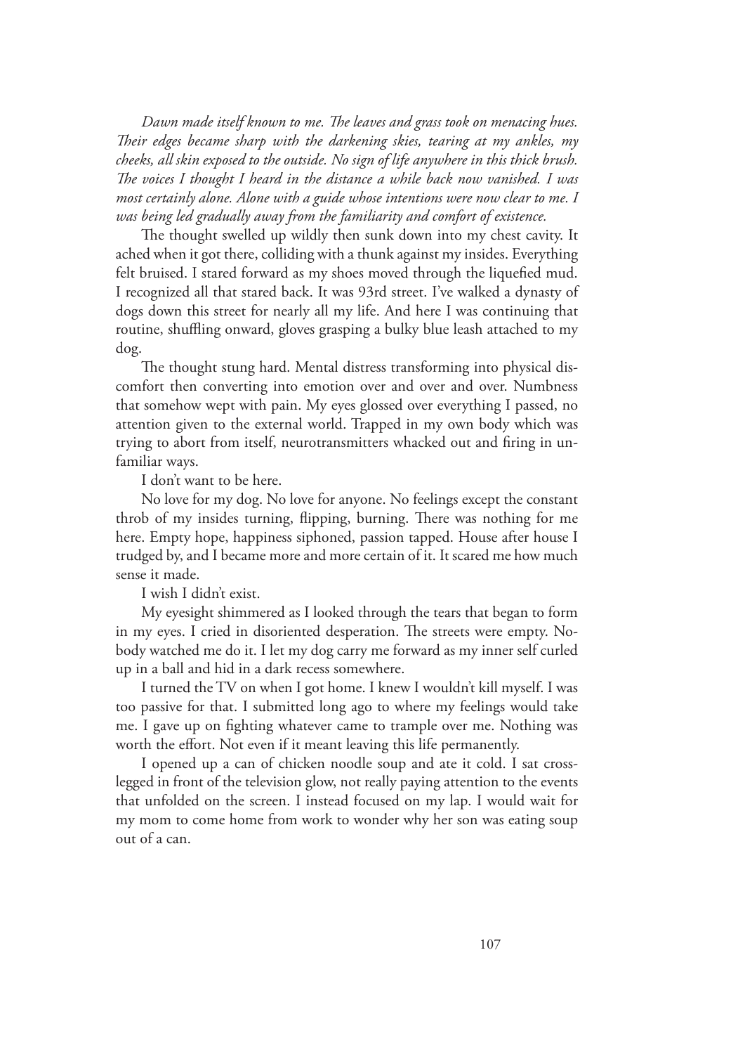*Dawn made itself known to me. The leaves and grass took on menacing hues. Their edges became sharp with the darkening skies, tearing at my ankles, my cheeks, all skin exposed to the outside. No sign of life anywhere in this thick brush. The voices I thought I heard in the distance a while back now vanished. I was most certainly alone. Alone with a guide whose intentions were now clear to me. I was being led gradually away from the familiarity and comfort of existence.*

The thought swelled up wildly then sunk down into my chest cavity. It ached when it got there, colliding with a thunk against my insides. Everything felt bruised. I stared forward as my shoes moved through the liquefied mud. I recognized all that stared back. It was 93rd street. I've walked a dynasty of dogs down this street for nearly all my life. And here I was continuing that routine, shuffling onward, gloves grasping a bulky blue leash attached to my dog.

The thought stung hard. Mental distress transforming into physical discomfort then converting into emotion over and over and over. Numbness that somehow wept with pain. My eyes glossed over everything I passed, no attention given to the external world. Trapped in my own body which was trying to abort from itself, neurotransmitters whacked out and firing in unfamiliar ways.

I don't want to be here.

No love for my dog. No love for anyone. No feelings except the constant throb of my insides turning, flipping, burning. There was nothing for me here. Empty hope, happiness siphoned, passion tapped. House after house I trudged by, and I became more and more certain of it. It scared me how much sense it made.

I wish I didn't exist.

My eyesight shimmered as I looked through the tears that began to form in my eyes. I cried in disoriented desperation. The streets were empty. Nobody watched me do it. I let my dog carry me forward as my inner self curled up in a ball and hid in a dark recess somewhere.

I turned the TV on when I got home. I knew I wouldn't kill myself. I was too passive for that. I submitted long ago to where my feelings would take me. I gave up on fighting whatever came to trample over me. Nothing was worth the effort. Not even if it meant leaving this life permanently.

I opened up a can of chicken noodle soup and ate it cold. I sat cross-legged in front of the television glow, not really paying attention to the events that unfolded on the screen. I instead focused on my lap. I would wait for my mom to come home from work to wonder why her son was eating soup out of a can.